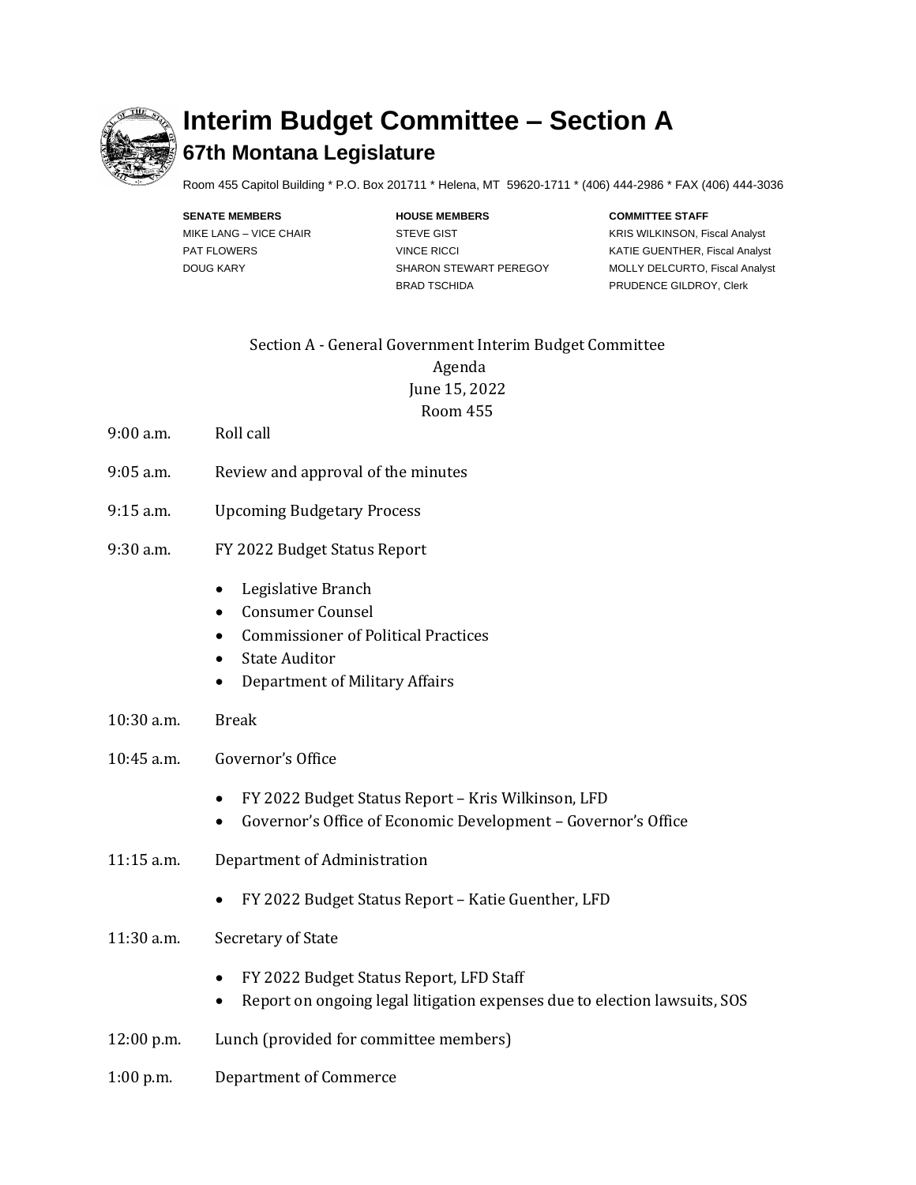# Interim Budget Committee – Section A

## 67th Montana Legislature

Room 455 Capitol Building * P.O. Box 201711 * Helena, MT 59620-1711 * (406) 444-2986 * FAX (406) 444-3036

| SENATE MEMBERS | HOUSE MEMBERS | COMMITTEE STAFF |
| --- | --- | --- |
| MIKE LANG – VICE CHAIR | STEVE GIST | KRIS WILKINSON, Fiscal Analyst |
| PAT FLOWERS | VINCE RICCI | KATIE GUENTHER, Fiscal Analyst |
| DOUG KARY | SHARON STEWART PEREGOY | MOLLY DELCURTO, Fiscal Analyst |
| | BRAD TSCHIDA | PRUDENCE GILDROY, Clerk |

Section A - General Government Interim Budget Committee
Agenda
June 15, 2022
Room 455

9:00 a.m. Roll call

9:05 a.m. Review and approval of the minutes

9:15 a.m. Upcoming Budgetary Process

9:30 a.m. FY 2022 Budget Status Report

- Legislative Branch
- Consumer Counsel
- Commissioner of Political Practices
- State Auditor
- Department of Military Affairs

10:30 a.m. Break

10:45 a.m. Governor's Office

- FY 2022 Budget Status Report – Kris Wilkinson, LFD
- Governor's Office of Economic Development – Governor's Office

11:15 a.m. Department of Administration

- FY 2022 Budget Status Report – Katie Guenther, LFD

11:30 a.m. Secretary of State

- FY 2022 Budget Status Report, LFD Staff
- Report on ongoing legal litigation expenses due to election lawsuits, SOS

12:00 p.m. Lunch (provided for committee members)

1:00 p.m. Department of Commerce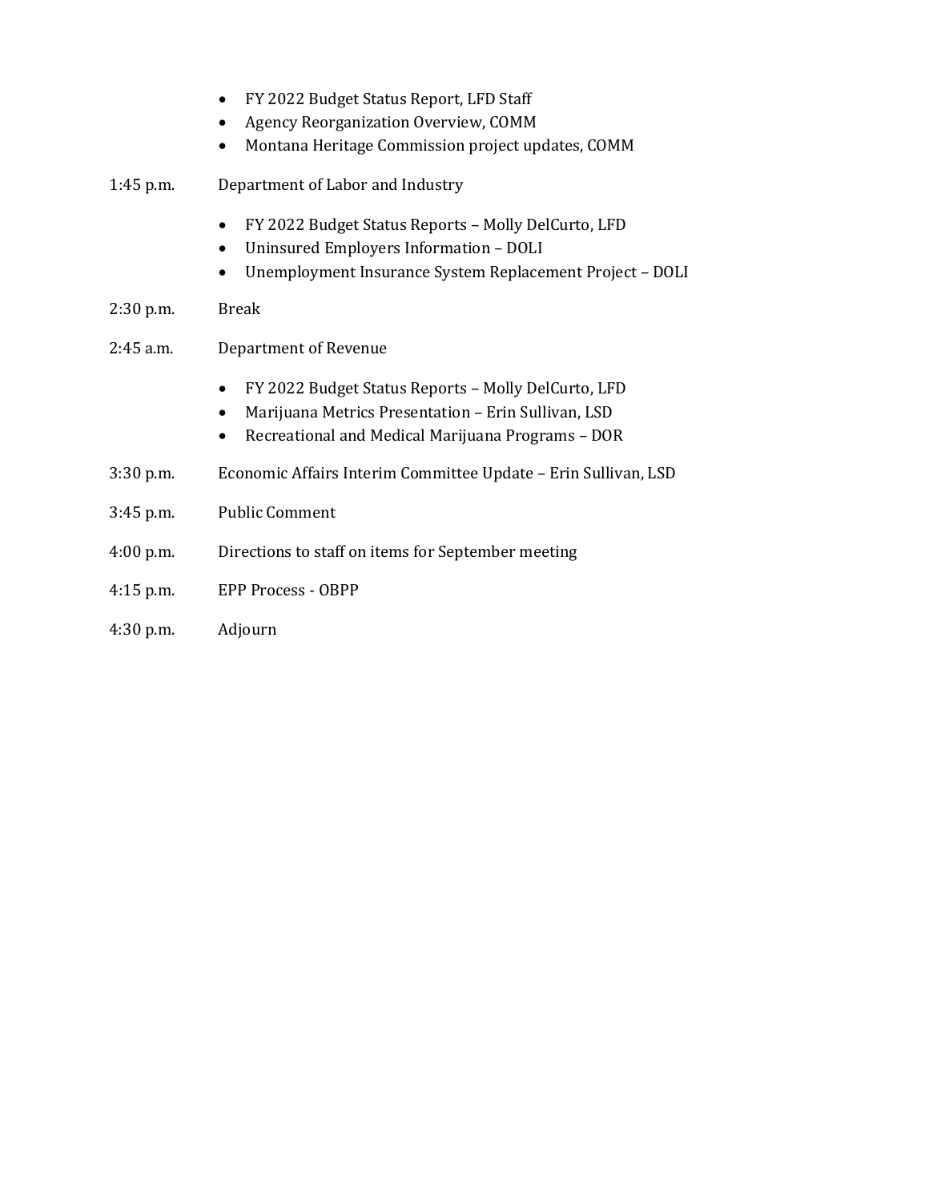- FY 2022 Budget Status Report, LFD Staff
- Agency Reorganization Overview, COMM
- Montana Heritage Commission project updates, COMM

1:45 p.m. Department of Labor and Industry

- FY 2022 Budget Status Reports – Molly DelCurto, LFD
- Uninsured Employers Information – DOLI
- Unemployment Insurance System Replacement Project – DOLI

2:30 p.m. Break

2:45 a.m. Department of Revenue

- FY 2022 Budget Status Reports – Molly DelCurto, LFD
- Marijuana Metrics Presentation – Erin Sullivan, LSD
- Recreational and Medical Marijuana Programs – DOR

3:30 p.m. Economic Affairs Interim Committee Update – Erin Sullivan, LSD

3:45 p.m. Public Comment

4:00 p.m. Directions to staff on items for September meeting

4:15 p.m. EPP Process - OBPP

4:30 p.m. Adjourn